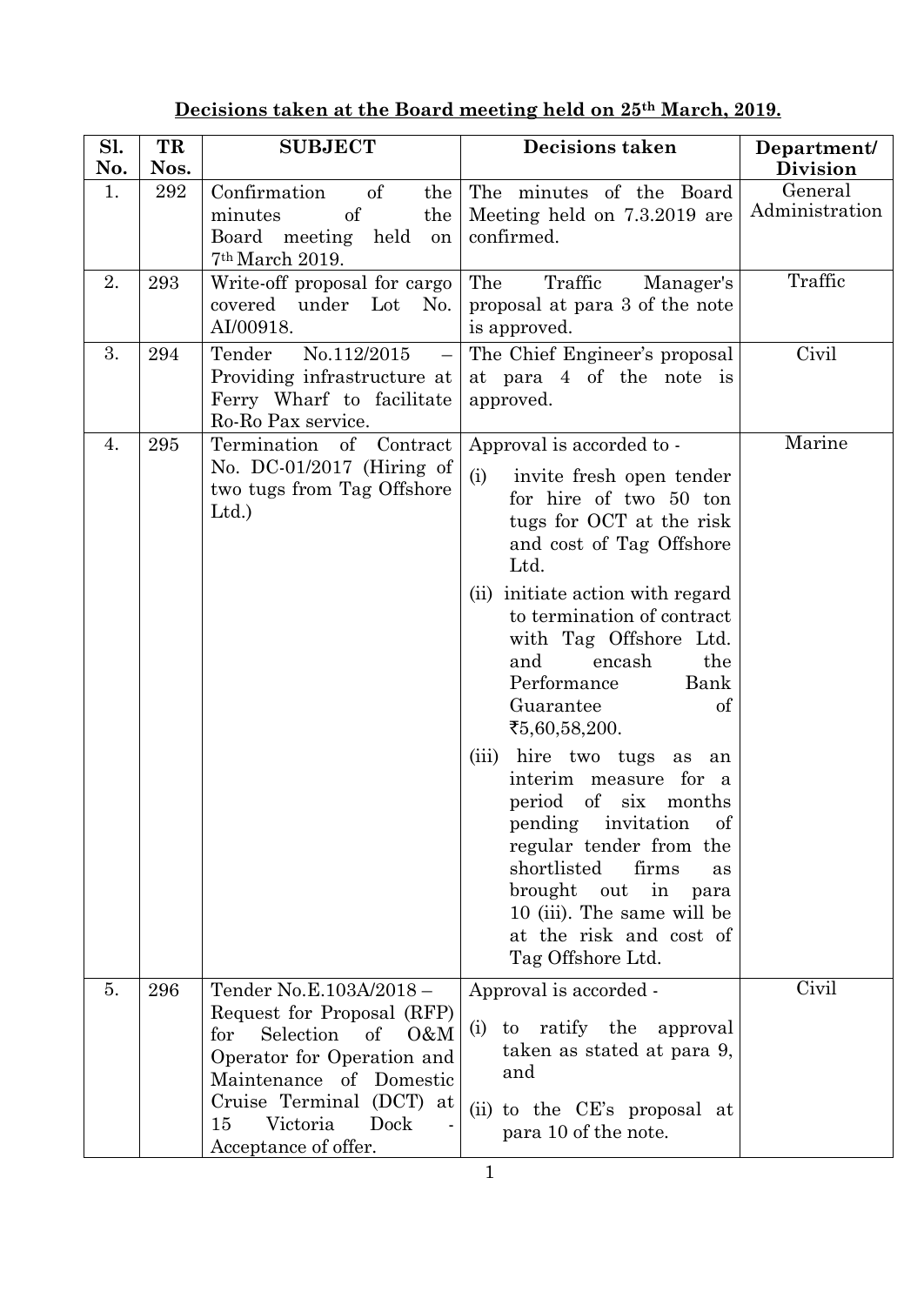**Decisions taken at the Board meeting held on 25th March, 2019.**

| Sl. No. | TR Nos. | SUBJECT | Decisions taken | Department/ Division |
|---|---|---|---|---|
| 1. | 292 | Confirmation of the minutes of the Board meeting held on 7th March 2019. | The minutes of the Board Meeting held on 7.3.2019 are confirmed. | General Administration |
| 2. | 293 | Write-off proposal for cargo covered under Lot No. AI/00918. | The Traffic Manager's proposal at para 3 of the note is approved. | Traffic |
| 3. | 294 | Tender No.112/2015 – Providing infrastructure at Ferry Wharf to facilitate Ro-Ro Pax service. | The Chief Engineer's proposal at para 4 of the note is approved. | Civil |
| 4. | 295 | Termination of Contract No. DC-01/2017 (Hiring of two tugs from Tag Offshore Ltd.) | Approval is accorded to - (i) invite fresh open tender for hire of two 50 ton tugs for OCT at the risk and cost of Tag Offshore Ltd. (ii) initiate action with regard to termination of contract with Tag Offshore Ltd. and encash the Performance Bank Guarantee of ₹5,60,58,200. (iii) hire two tugs as an interim measure for a period of six months pending invitation of regular tender from the shortlisted firms as brought out in para 10 (iii). The same will be at the risk and cost of Tag Offshore Ltd. | Marine |
| 5. | 296 | Tender No.E.103A/2018 – Request for Proposal (RFP) for Selection of O&M Operator for Operation and Maintenance of Domestic Cruise Terminal (DCT) at 15 Victoria Dock - Acceptance of offer. | Approval is accorded - (i) to ratify the approval taken as stated at para 9, and (ii) to the CE's proposal at para 10 of the note. | Civil |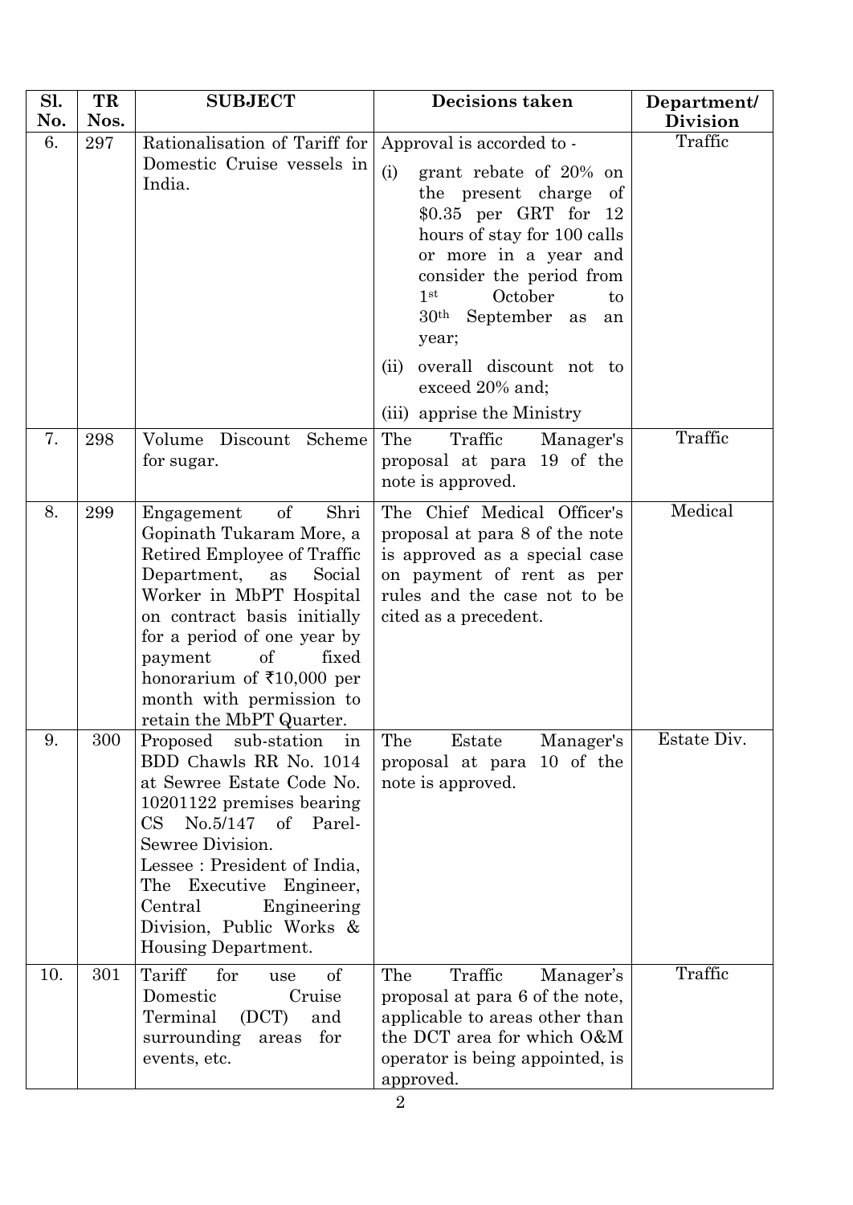| Sl. No. | TR Nos. | SUBJECT | Decisions taken | Department/ Division |
|---|---|---|---|---|
| 6. | 297 | Rationalisation of Tariff for Domestic Cruise vessels in India. | Approval is accorded to - (i) grant rebate of 20% on the present charge of $0.35 per GRT for 12 hours of stay for 100 calls or more in a year and consider the period from 1st October to 30th September as an year; (ii) overall discount not to exceed 20% and; (iii) apprise the Ministry | Traffic |
| 7. | 298 | Volume Discount Scheme for sugar. | The Traffic Manager's proposal at para 19 of the note is approved. | Traffic |
| 8. | 299 | Engagement of Shri Gopinath Tukaram More, a Retired Employee of Traffic Department, as Social Worker in MbPT Hospital on contract basis initially for a period of one year by payment of fixed honorarium of ₹10,000 per month with permission to retain the MbPT Quarter. | The Chief Medical Officer's proposal at para 8 of the note is approved as a special case on payment of rent as per rules and the case not to be cited as a precedent. | Medical |
| 9. | 300 | Proposed sub-station in BDD Chawls RR No. 1014 at Sewree Estate Code No. 10201122 premises bearing CS No.5/147 of Parel-Sewree Division. Lessee : President of India, The Executive Engineer, Central Engineering Division, Public Works & Housing Department. | The Estate Manager's proposal at para 10 of the note is approved. | Estate Div. |
| 10. | 301 | Tariff for use of Domestic Cruise Terminal (DCT) and surrounding areas for events, etc. | The Traffic Manager's proposal at para 6 of the note, applicable to areas other than the DCT area for which O&M operator is being appointed, is approved. | Traffic |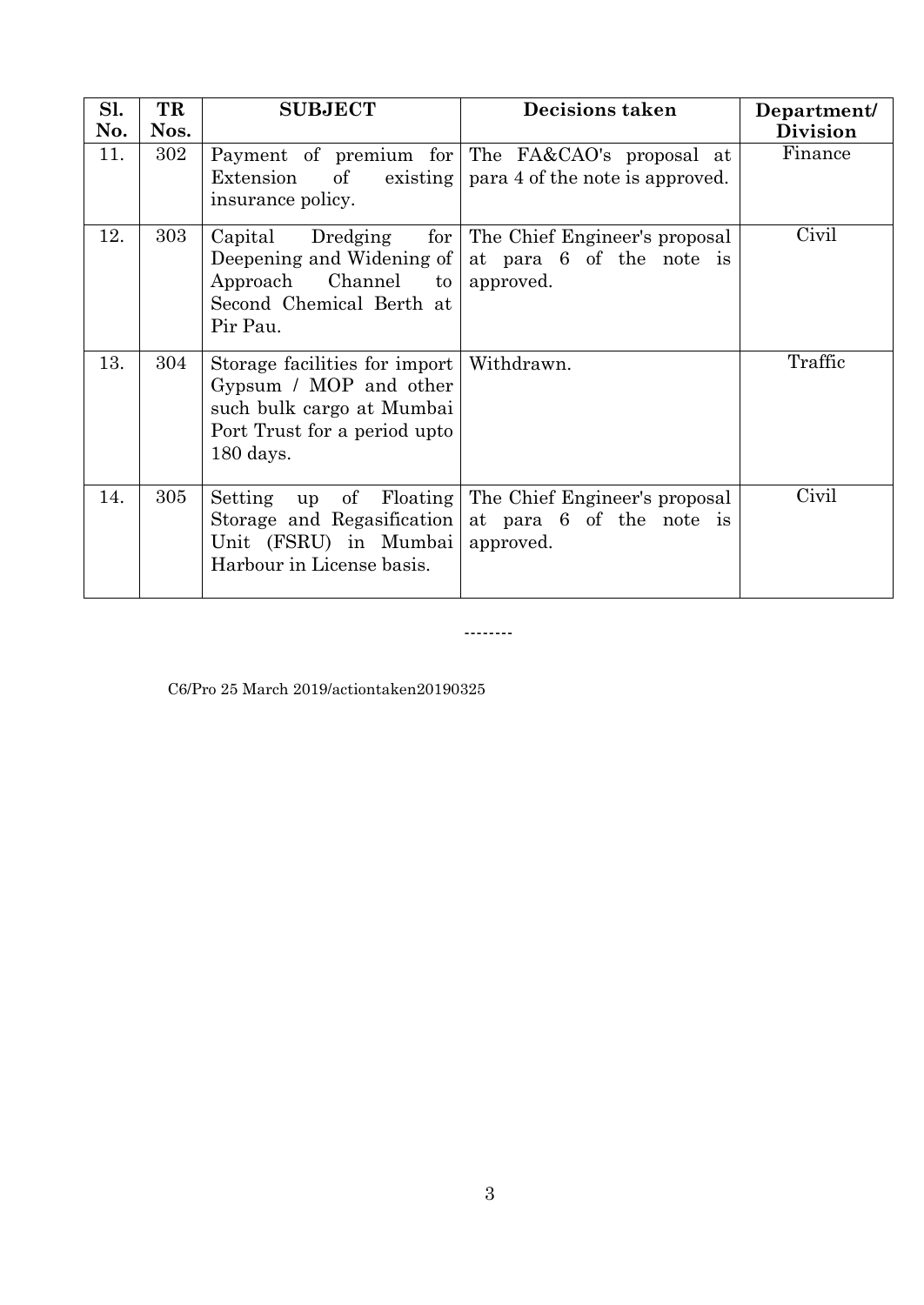| Sl. No. | TR Nos. | SUBJECT | Decisions taken | Department/ Division |
|---|---|---|---|---|
| 11. | 302 | Payment of premium for Extension of existing insurance policy. | The FA&CAO's proposal at para 4 of the note is approved. | Finance |
| 12. | 303 | Capital Dredging for Deepening and Widening of Approach Channel to Second Chemical Berth at Pir Pau. | The Chief Engineer's proposal at para 6 of the note is approved. | Civil |
| 13. | 304 | Storage facilities for import Gypsum / MOP and other such bulk cargo at Mumbai Port Trust for a period upto 180 days. | Withdrawn. | Traffic |
| 14. | 305 | Setting up of Floating Storage and Regasification Unit (FSRU) in Mumbai Harbour in License basis. | The Chief Engineer's proposal at para 6 of the note is approved. | Civil |

--------

C6/Pro 25 March 2019/actiontaken20190325